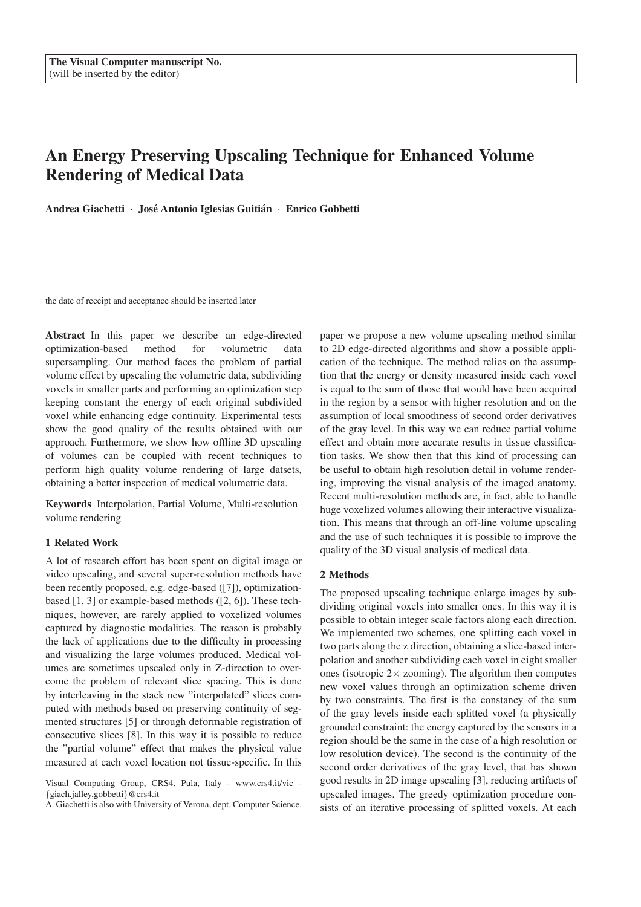The Visual Computer manuscript No.
(will be inserted by the editor)

# An Energy Preserving Upscaling Technique for Enhanced Volume Rendering of Medical Data

**Andrea Giachetti** · **José Antonio Iglesias Guitián** · **Enrico Gobbetti**

the date of receipt and acceptance should be inserted later

**Abstract** In this paper we describe an edge-directed optimization-based method for volumetric data supersampling. Our method faces the problem of partial volume effect by upscaling the volumetric data, subdividing voxels in smaller parts and performing an optimization step keeping constant the energy of each original subdivided voxel while enhancing edge continuity. Experimental tests show the good quality of the results obtained with our approach. Furthermore, we show how offline 3D upscaling of volumes can be coupled with recent techniques to perform high quality volume rendering of large datsets, obtaining a better inspection of medical volumetric data.

**Keywords** Interpolation, Partial Volume, Multi-resolution volume rendering

## 1 Related Work

A lot of research effort has been spent on digital image or video upscaling, and several super-resolution methods have been recently proposed, e.g. edge-based ([7]), optimization-based [1, 3] or example-based methods ([2, 6]). These techniques, however, are rarely applied to voxelized volumes captured by diagnostic modalities. The reason is probably the lack of applications due to the difficulty in processing and visualizing the large volumes produced. Medical volumes are sometimes upscaled only in Z-direction to overcome the problem of relevant slice spacing. This is done by interleaving in the stack new "interpolated" slices computed with methods based on preserving continuity of segmented structures [5] or through deformable registration of consecutive slices [8]. In this way it is possible to reduce the "partial volume" effect that makes the physical value measured at each voxel location not tissue-specific. In this paper we propose a new volume upscaling method similar to 2D edge-directed algorithms and show a possible application of the technique. The method relies on the assumption that the energy or density measured inside each voxel is equal to the sum of those that would have been acquired in the region by a sensor with higher resolution and on the assumption of local smoothness of second order derivatives of the gray level. In this way we can reduce partial volume effect and obtain more accurate results in tissue classification tasks. We show then that this kind of processing can be useful to obtain high resolution detail in volume rendering, improving the visual analysis of the imaged anatomy. Recent multi-resolution methods are, in fact, able to handle huge voxelized volumes allowing their interactive visualization. This means that through an off-line volume upscaling and the use of such techniques it is possible to improve the quality of the 3D visual analysis of medical data.

Visual Computing Group, CRS4, Pula, Italy - www.crs4.it/vic - {giach,jalley,gobbetti}@crs4.it
A. Giachetti is also with University of Verona, dept. Computer Science.

## 2 Methods

The proposed upscaling technique enlarge images by subdividing original voxels into smaller ones. In this way it is possible to obtain integer scale factors along each direction. We implemented two schemes, one splitting each voxel in two parts along the z direction, obtaining a slice-based interpolation and another subdividing each voxel in eight smaller ones (isotropic $2\times$ zooming). The algorithm then computes new voxel values through an optimization scheme driven by two constraints. The first is the constancy of the sum of the gray levels inside each splitted voxel (a physically grounded constraint: the energy captured by the sensors in a region should be the same in the case of a high resolution or low resolution device). The second is the continuity of the second order derivatives of the gray level, that has shown good results in 2D image upscaling [3], reducing artifacts of upscaled images. The greedy optimization procedure consists of an iterative processing of splitted voxels. At each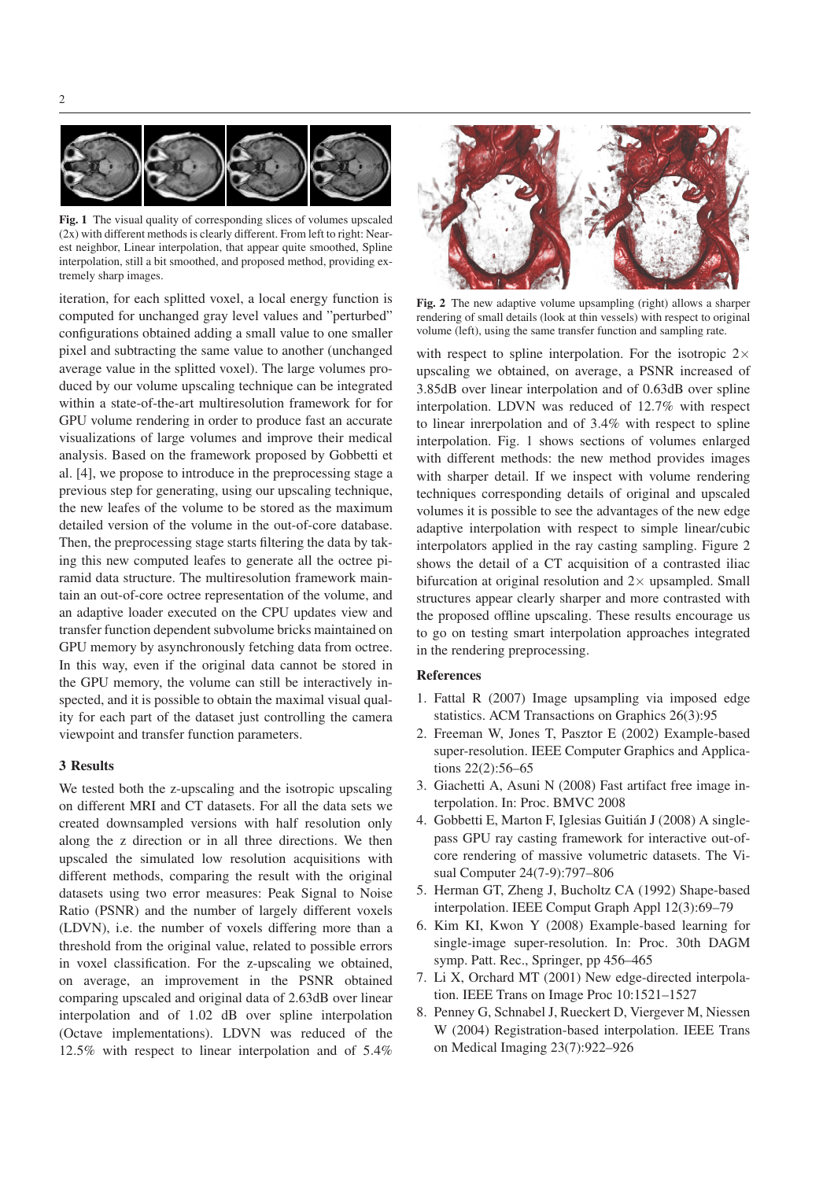**Fig. 1** The visual quality of corresponding slices of volumes upscaled (2x) with different methods is clearly different. From left to right: Nearest neighbor, Linear interpolation, that appear quite smoothed, Spline interpolation, still a bit smoothed, and proposed method, providing extremely sharp images.

iteration, for each splitted voxel, a local energy function is computed for unchanged gray level values and "perturbed" configurations obtained adding a small value to one smaller pixel and subtracting the same value to another (unchanged average value in the splitted voxel). The large volumes produced by our volume upscaling technique can be integrated within a state-of-the-art multiresolution framework for for GPU volume rendering in order to produce fast an accurate visualizations of large volumes and improve their medical analysis. Based on the framework proposed by Gobbetti et al. [4], we propose to introduce in the preprocessing stage a previous step for generating, using our upscaling technique, the new leafes of the volume to be stored as the maximum detailed version of the volume in the out-of-core database. Then, the preprocessing stage starts filtering the data by taking this new computed leafes to generate all the octree piramid data structure. The multiresolution framework maintain an out-of-core octree representation of the volume, and an adaptive loader executed on the CPU updates view and transfer function dependent subvolume bricks maintained on GPU memory by asynchronously fetching data from octree. In this way, even if the original data cannot be stored in the GPU memory, the volume can still be interactively inspected, and it is possible to obtain the maximal visual quality for each part of the dataset just controlling the camera viewpoint and transfer function parameters.

## 3 Results

We tested both the z-upscaling and the isotropic upscaling on different MRI and CT datasets. For all the data sets we created downsampled versions with half resolution only along the z direction or in all three directions. We then upscaled the simulated low resolution acquisitions with different methods, comparing the result with the original datasets using two error measures: Peak Signal to Noise Ratio (PSNR) and the number of largely different voxels (LDVN), i.e. the number of voxels differing more than a threshold from the original value, related to possible errors in voxel classification. For the z-upscaling we obtained, on average, an improvement in the PSNR obtained comparing upscaled and original data of 2.63dB over linear interpolation and of 1.02 dB over spline interpolation (Octave implementations). LDVN was reduced of the 12.5% with respect to linear interpolation and of 5.4% with respect to spline interpolation. For the isotropic $2\times$ upscaling we obtained, on average, a PSNR increased of 3.85dB over linear interpolation and of 0.63dB over spline interpolation. LDVN was reduced of 12.7% with respect to linear inrerpolation and of 3.4% with respect to spline interpolation. Fig. 1 shows sections of volumes enlarged with different methods: the new method provides images with sharper detail. If we inspect with volume rendering techniques corresponding details of original and upscaled volumes it is possible to see the advantages of the new edge adaptive interpolation with respect to simple linear/cubic interpolators applied in the ray casting sampling. Figure 2 shows the detail of a CT acquisition of a contrasted iliac bifurcation at original resolution and $2\times$ upsampled. Small structures appear clearly sharper and more contrasted with the proposed offline upscaling. These results encourage us to go on testing smart interpolation approaches integrated in the rendering preprocessing.

**Fig. 2** The new adaptive volume upsampling (right) allows a sharper rendering of small details (look at thin vessels) with respect to original volume (left), using the same transfer function and sampling rate.

## References

1. Fattal R (2007) Image upsampling via imposed edge statistics. ACM Transactions on Graphics 26(3):95
2. Freeman W, Jones T, Pasztor E (2002) Example-based super-resolution. IEEE Computer Graphics and Applications 22(2):56–65
3. Giachetti A, Asuni N (2008) Fast artifact free image interpolation. In: Proc. BMVC 2008
4. Gobbetti E, Marton F, Iglesias Guitián J (2008) A single-pass GPU ray casting framework for interactive out-of-core rendering of massive volumetric datasets. The Visual Computer 24(7-9):797–806
5. Herman GT, Zheng J, Bucholtz CA (1992) Shape-based interpolation. IEEE Comput Graph Appl 12(3):69–79
6. Kim KI, Kwon Y (2008) Example-based learning for single-image super-resolution. In: Proc. 30th DAGM symp. Patt. Rec., Springer, pp 456–465
7. Li X, Orchard MT (2001) New edge-directed interpolation. IEEE Trans on Image Proc 10:1521–1527
8. Penney G, Schnabel J, Rueckert D, Viergever M, Niessen W (2004) Registration-based interpolation. IEEE Trans on Medical Imaging 23(7):922–926